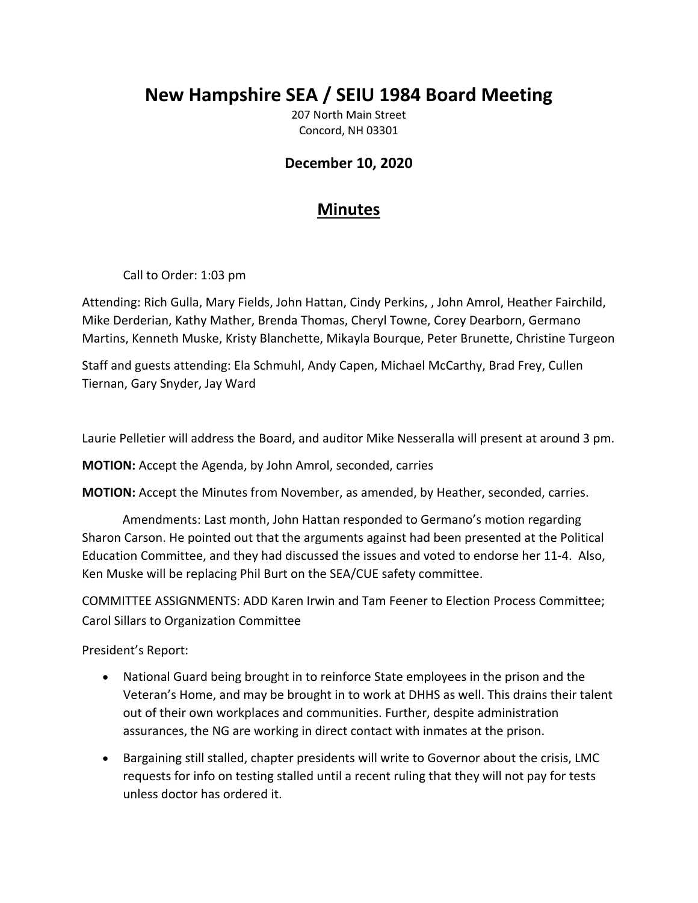# New Hampshire SEA / SEIU 1984 Board Meeting

207 North Main Street
Concord, NH 03301

**December 10, 2020**

## Minutes

Call to Order: 1:03 pm

Attending: Rich Gulla, Mary Fields, John Hattan, Cindy Perkins, , John Amrol, Heather Fairchild, Mike Derderian, Kathy Mather, Brenda Thomas, Cheryl Towne, Corey Dearborn, Germano Martins, Kenneth Muske, Kristy Blanchette, Mikayla Bourque, Peter Brunette, Christine Turgeon

Staff and guests attending: Ela Schmuhl, Andy Capen, Michael McCarthy, Brad Frey, Cullen Tiernan, Gary Snyder, Jay Ward

Laurie Pelletier will address the Board, and auditor Mike Nesseralla will present at around 3 pm.

**MOTION:** Accept the Agenda, by John Amrol, seconded, carries

**MOTION:** Accept the Minutes from November, as amended, by Heather, seconded, carries.

Amendments: Last month, John Hattan responded to Germano's motion regarding Sharon Carson. He pointed out that the arguments against had been presented at the Political Education Committee, and they had discussed the issues and voted to endorse her 11-4. Also, Ken Muske will be replacing Phil Burt on the SEA/CUE safety committee.

COMMITTEE ASSIGNMENTS: ADD Karen Irwin and Tam Feener to Election Process Committee; Carol Sillars to Organization Committee

President's Report:

- National Guard being brought in to reinforce State employees in the prison and the Veteran's Home, and may be brought in to work at DHHS as well. This drains their talent out of their own workplaces and communities. Further, despite administration assurances, the NG are working in direct contact with inmates at the prison.
- Bargaining still stalled, chapter presidents will write to Governor about the crisis, LMC requests for info on testing stalled until a recent ruling that they will not pay for tests unless doctor has ordered it.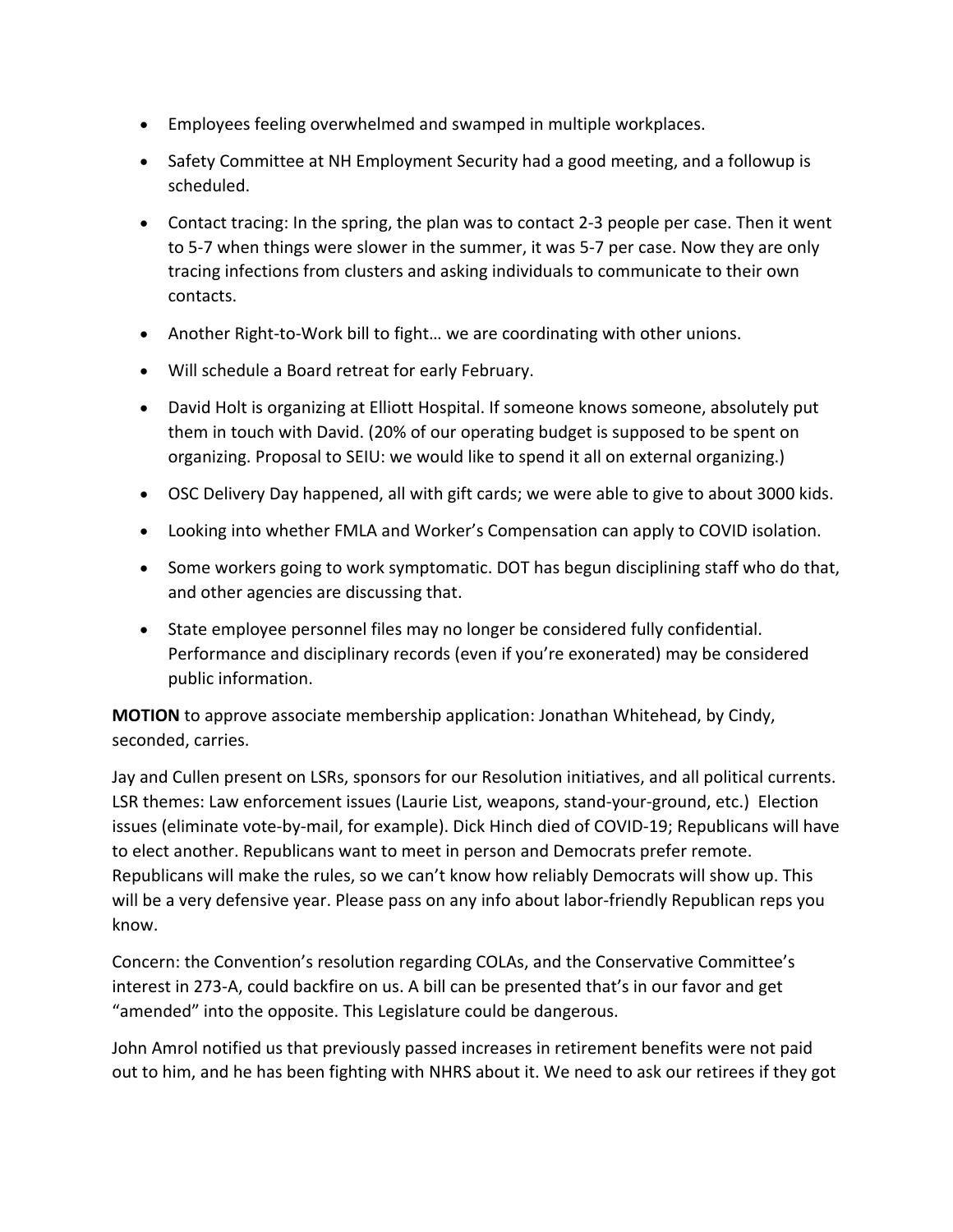- Employees feeling overwhelmed and swamped in multiple workplaces.
- Safety Committee at NH Employment Security had a good meeting, and a followup is scheduled.
- Contact tracing: In the spring, the plan was to contact 2-3 people per case. Then it went to 5-7 when things were slower in the summer, it was 5-7 per case. Now they are only tracing infections from clusters and asking individuals to communicate to their own contacts.
- Another Right-to-Work bill to fight… we are coordinating with other unions.
- Will schedule a Board retreat for early February.
- David Holt is organizing at Elliott Hospital. If someone knows someone, absolutely put them in touch with David. (20% of our operating budget is supposed to be spent on organizing. Proposal to SEIU: we would like to spend it all on external organizing.)
- OSC Delivery Day happened, all with gift cards; we were able to give to about 3000 kids.
- Looking into whether FMLA and Worker's Compensation can apply to COVID isolation.
- Some workers going to work symptomatic. DOT has begun disciplining staff who do that, and other agencies are discussing that.
- State employee personnel files may no longer be considered fully confidential. Performance and disciplinary records (even if you're exonerated) may be considered public information.

**MOTION** to approve associate membership application: Jonathan Whitehead, by Cindy, seconded, carries.

Jay and Cullen present on LSRs, sponsors for our Resolution initiatives, and all political currents. LSR themes: Law enforcement issues (Laurie List, weapons, stand-your-ground, etc.) Election issues (eliminate vote-by-mail, for example). Dick Hinch died of COVID-19; Republicans will have to elect another. Republicans want to meet in person and Democrats prefer remote. Republicans will make the rules, so we can't know how reliably Democrats will show up. This will be a very defensive year. Please pass on any info about labor-friendly Republican reps you know.

Concern: the Convention's resolution regarding COLAs, and the Conservative Committee's interest in 273-A, could backfire on us. A bill can be presented that's in our favor and get "amended" into the opposite. This Legislature could be dangerous.

John Amrol notified us that previously passed increases in retirement benefits were not paid out to him, and he has been fighting with NHRS about it. We need to ask our retirees if they got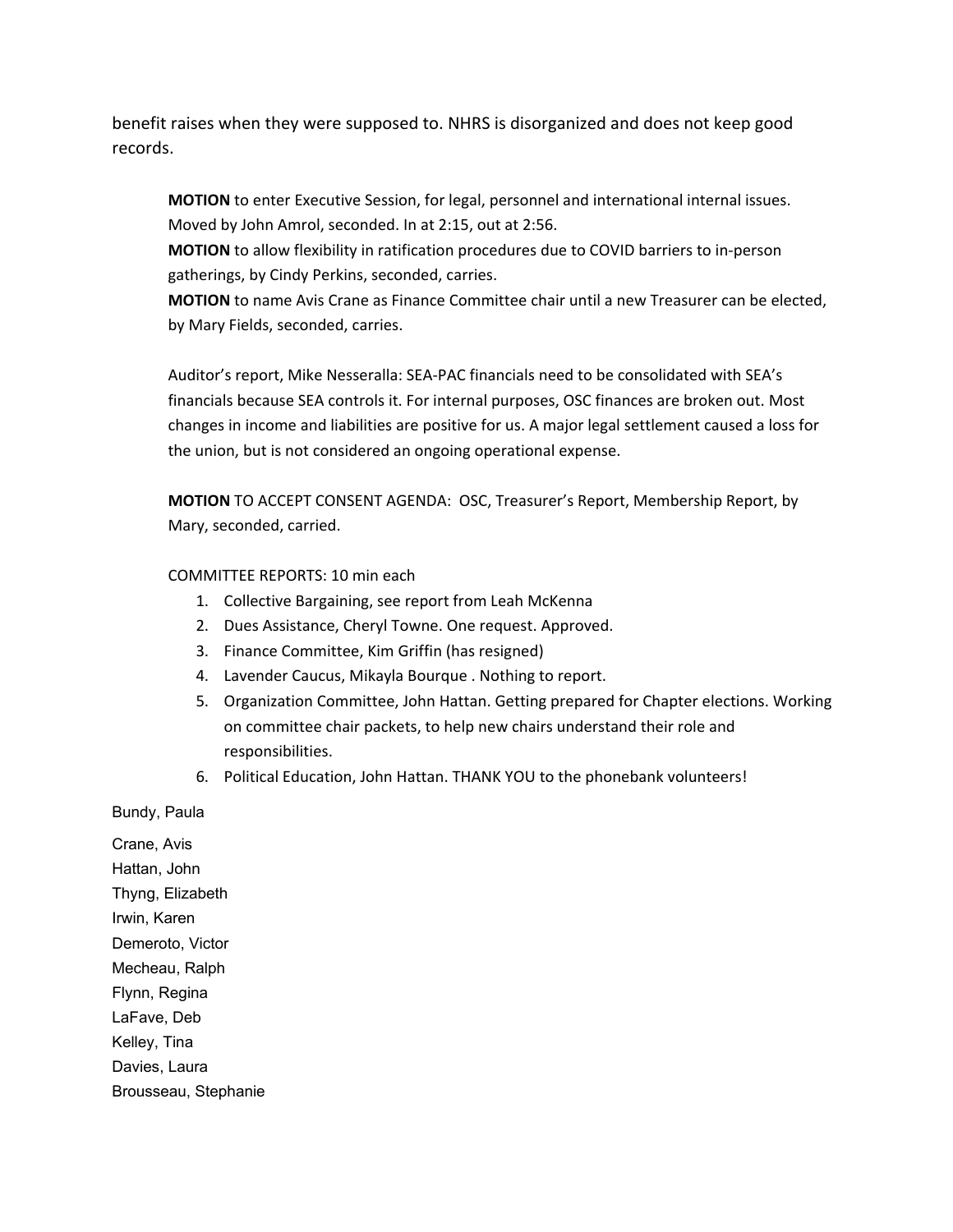benefit raises when they were supposed to. NHRS is disorganized and does not keep good records.

**MOTION** to enter Executive Session, for legal, personnel and international internal issues. Moved by John Amrol, seconded. In at 2:15, out at 2:56.
**MOTION** to allow flexibility in ratification procedures due to COVID barriers to in-person gatherings, by Cindy Perkins, seconded, carries.
**MOTION** to name Avis Crane as Finance Committee chair until a new Treasurer can be elected, by Mary Fields, seconded, carries.

Auditor's report, Mike Nesseralla: SEA-PAC financials need to be consolidated with SEA's financials because SEA controls it. For internal purposes, OSC finances are broken out. Most changes in income and liabilities are positive for us. A major legal settlement caused a loss for the union, but is not considered an ongoing operational expense.

**MOTION** TO ACCEPT CONSENT AGENDA: OSC, Treasurer's Report, Membership Report, by Mary, seconded, carried.

COMMITTEE REPORTS: 10 min each

1. Collective Bargaining, see report from Leah McKenna
2. Dues Assistance, Cheryl Towne. One request. Approved.
3. Finance Committee, Kim Griffin (has resigned)
4. Lavender Caucus, Mikayla Bourque . Nothing to report.
5. Organization Committee, John Hattan. Getting prepared for Chapter elections. Working on committee chair packets, to help new chairs understand their role and responsibilities.
6. Political Education, John Hattan. THANK YOU to the phonebank volunteers!

Bundy, Paula

Crane, Avis
Hattan, John
Thyng, Elizabeth
Irwin, Karen
Demeroto, Victor
Mecheau, Ralph
Flynn, Regina
LaFave, Deb
Kelley, Tina
Davies, Laura
Brousseau, Stephanie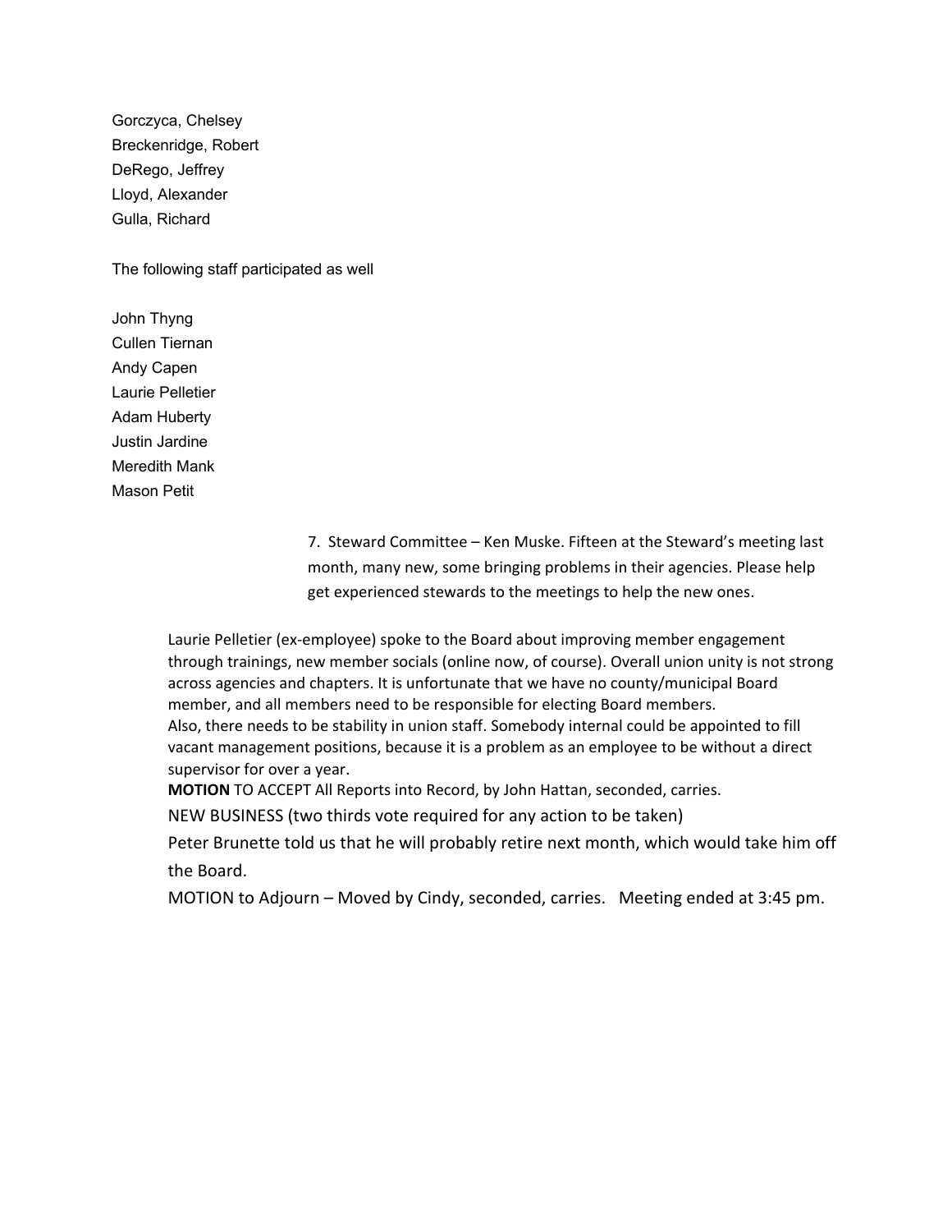Gorczyca, Chelsey
Breckenridge, Robert
DeRego, Jeffrey
Lloyd, Alexander
Gulla, Richard

The following staff participated as well

John Thyng
Cullen Tiernan
Andy Capen
Laurie Pelletier
Adam Huberty
Justin Jardine
Meredith Mank
Mason Petit

7. Steward Committee – Ken Muske. Fifteen at the Steward's meeting last month, many new, some bringing problems in their agencies. Please help get experienced stewards to the meetings to help the new ones.

Laurie Pelletier (ex-employee) spoke to the Board about improving member engagement through trainings, new member socials (online now, of course). Overall union unity is not strong across agencies and chapters. It is unfortunate that we have no county/municipal Board member, and all members need to be responsible for electing Board members.
Also, there needs to be stability in union staff. Somebody internal could be appointed to fill vacant management positions, because it is a problem as an employee to be without a direct supervisor for over a year.
**MOTION** TO ACCEPT All Reports into Record, by John Hattan, seconded, carries.

NEW BUSINESS (two thirds vote required for any action to be taken)

Peter Brunette told us that he will probably retire next month, which would take him off the Board.

MOTION to Adjourn – Moved by Cindy, seconded, carries. Meeting ended at 3:45 pm.